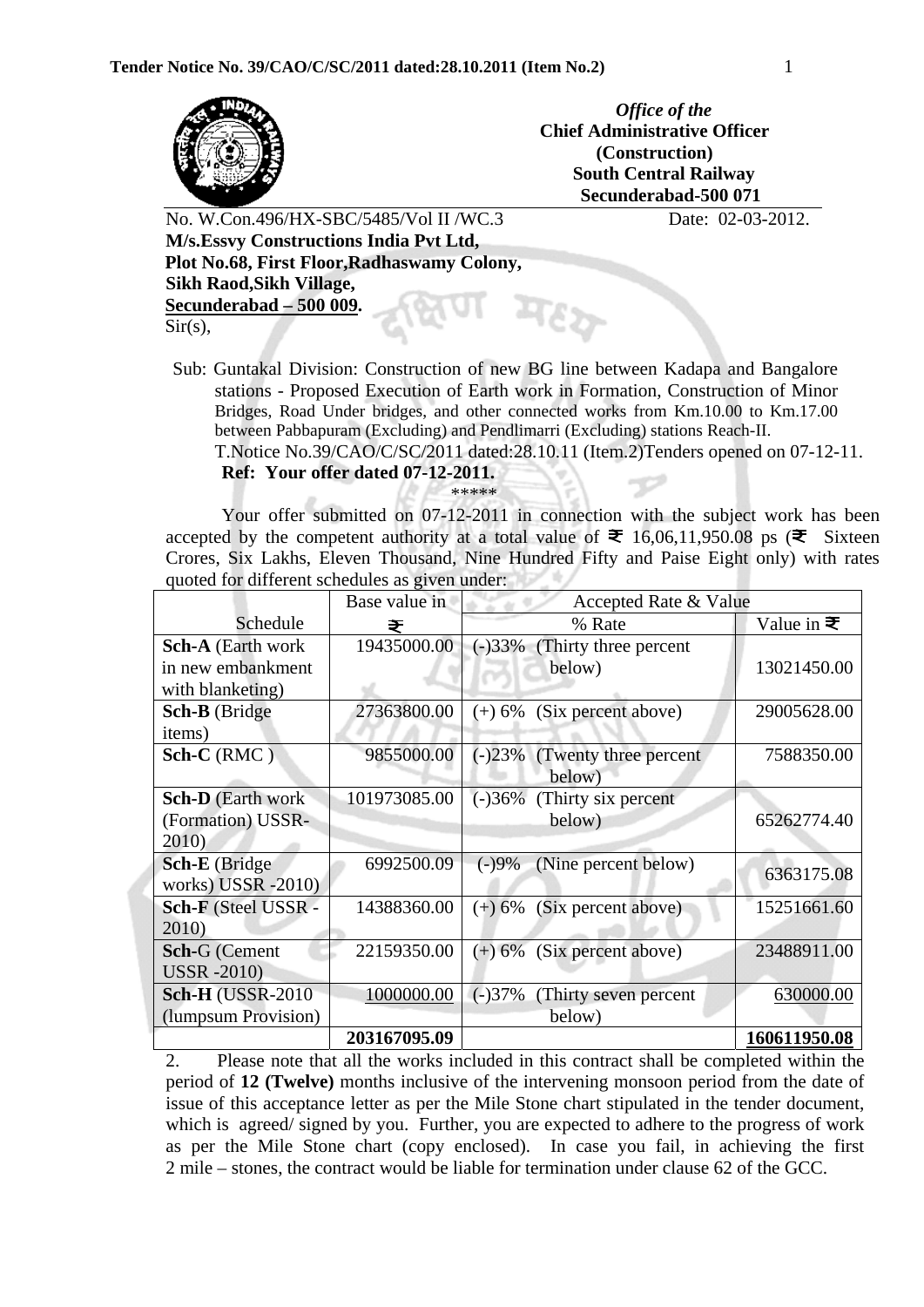**Tender Notice No. 39/CAO/C/SC/2011 dated:28.10.2011 (Item No.2)**

*Office of the*
**Chief Administrative Officer**
**(Construction)**
**South Central Railway**
**Secunderabad-500 071**

No. W.Con.496/HX-SBC/5485/Vol II /WC.3 Date: 02-03-2012.

**M/s.Essvy Constructions India Pvt Ltd,**
**Plot No.68, First Floor,Radhaswamy Colony,**
**Sikh Raod,Sikh Village,**
**Secunderabad – 500 009.**

Sir(s),

Sub: Guntakal Division: Construction of new BG line between Kadapa and Bangalore stations - Proposed Execution of Earth work in Formation, Construction of Minor Bridges, Road Under bridges, and other connected works from Km.10.00 to Km.17.00 between Pabbapuram (Excluding) and Pendlimarri (Excluding) stations Reach-II.
T.Notice No.39/CAO/C/SC/2011 dated:28.10.11 (Item.2)Tenders opened on 07-12-11.
**Ref: Your offer dated 07-12-2011.**

\*\*\*\*\*

Your offer submitted on 07-12-2011 in connection with the subject work has been accepted by the competent authority at a total value of ₹ 16,06,11,950.08 ps (₹ Sixteen Crores, Six Lakhs, Eleven Thousand, Nine Hundred Fifty and Paise Eight only) with rates quoted for different schedules as given under:

| Schedule | Base value in ₹ | Accepted Rate & Value | |
|---|---|---|---|
| | | % Rate | Value in ₹ |
| **Sch-A** (Earth work in new embankment with blanketing) | 19435000.00 | (-)33% (Thirty three percent below) | 13021450.00 |
| **Sch-B** (Bridge items) | 27363800.00 | (+) 6% (Six percent above) | 29005628.00 |
| **Sch-C** (RMC ) | 9855000.00 | (-)23% (Twenty three percent below) | 7588350.00 |
| **Sch-D** (Earth work (Formation) USSR-2010) | 101973085.00 | (-)36% (Thirty six percent below) | 65262774.40 |
| **Sch-E** (Bridge works) USSR -2010) | 6992500.09 | (-)9% (Nine percent below) | 6363175.08 |
| **Sch-F** (Steel USSR -2010) | 14388360.00 | (+) 6% (Six percent above) | 15251661.60 |
| **Sch-**G (Cement USSR -2010) | 22159350.00 | (+) 6% (Six percent above) | 23488911.00 |
| **Sch-H** (USSR-2010 (lumpsum Provision) | 1000000.00 | (-)37% (Thirty seven percent below) | 630000.00 |
| | **203167095.09** | | **160611950.08** |

2. Please note that all the works included in this contract shall be completed within the period of **12 (Twelve)** months inclusive of the intervening monsoon period from the date of issue of this acceptance letter as per the Mile Stone chart stipulated in the tender document, which is agreed/ signed by you. Further, you are expected to adhere to the progress of work as per the Mile Stone chart (copy enclosed). In case you fail, in achieving the first 2 mile – stones, the contract would be liable for termination under clause 62 of the GCC.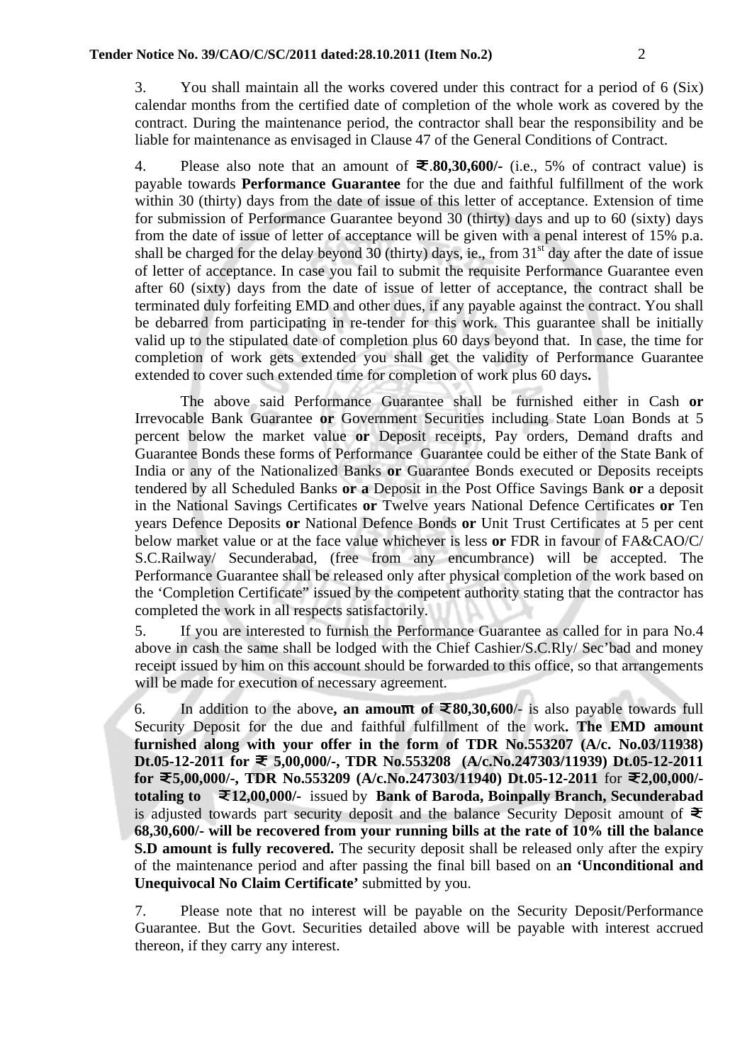3. You shall maintain all the works covered under this contract for a period of 6 (Six) calendar months from the certified date of completion of the whole work as covered by the contract. During the maintenance period, the contractor shall bear the responsibility and be liable for maintenance as envisaged in Clause 47 of the General Conditions of Contract.

4. Please also note that an amount of **₹.80,30,600/-** (i.e., 5% of contract value) is payable towards **Performance Guarantee** for the due and faithful fulfillment of the work within 30 (thirty) days from the date of issue of this letter of acceptance. Extension of time for submission of Performance Guarantee beyond 30 (thirty) days and up to 60 (sixty) days from the date of issue of letter of acceptance will be given with a penal interest of 15% p.a. shall be charged for the delay beyond 30 (thirty) days, ie., from 31st day after the date of issue of letter of acceptance. In case you fail to submit the requisite Performance Guarantee even after 60 (sixty) days from the date of issue of letter of acceptance, the contract shall be terminated duly forfeiting EMD and other dues, if any payable against the contract. You shall be debarred from participating in re-tender for this work. This guarantee shall be initially valid up to the stipulated date of completion plus 60 days beyond that. In case, the time for completion of work gets extended you shall get the validity of Performance Guarantee extended to cover such extended time for completion of work plus 60 days**.**

The above said Performance Guarantee shall be furnished either in Cash **or** Irrevocable Bank Guarantee **or** Government Securities including State Loan Bonds at 5 percent below the market value **or** Deposit receipts, Pay orders, Demand drafts and Guarantee Bonds these forms of Performance Guarantee could be either of the State Bank of India or any of the Nationalized Banks **or** Guarantee Bonds executed or Deposits receipts tendered by all Scheduled Banks **or a** Deposit in the Post Office Savings Bank **or** a deposit in the National Savings Certificates **or** Twelve years National Defence Certificates **or** Ten years Defence Deposits **or** National Defence Bonds **or** Unit Trust Certificates at 5 per cent below market value or at the face value whichever is less **or** FDR in favour of FA&CAO/C/ S.C.Railway/ Secunderabad, (free from any encumbrance) will be accepted. The Performance Guarantee shall be released only after physical completion of the work based on the 'Completion Certificate" issued by the competent authority stating that the contractor has completed the work in all respects satisfactorily.

5. If you are interested to furnish the Performance Guarantee as called for in para No.4 above in cash the same shall be lodged with the Chief Cashier/S.C.Rly/ Sec'bad and money receipt issued by him on this account should be forwarded to this office, so that arrangements will be made for execution of necessary agreement.

6. In addition to the above**, an amount of ₹80,30,600**/- is also payable towards full Security Deposit for the due and faithful fulfillment of the work**. The EMD amount furnished along with your offer in the form of TDR No.553207 (A/c. No.03/11938) Dt.05-12-2011 for ₹ 5,00,000/-, TDR No.553208 (A/c.No.247303/11939) Dt.05-12-2011 for ₹5,00,000/-, TDR No.553209 (A/c.No.247303/11940) Dt.05-12-2011** for **₹2,00,000/- totaling to ₹12,00,000/-** issued by **Bank of Baroda, Boinpally Branch, Secunderabad** is adjusted towards part security deposit and the balance Security Deposit amount of **₹ 68,30,600/- will be recovered from your running bills at the rate of 10% till the balance S.D amount is fully recovered.** The security deposit shall be released only after the expiry of the maintenance period and after passing the final bill based on a**n 'Unconditional and Unequivocal No Claim Certificate'** submitted by you.

7. Please note that no interest will be payable on the Security Deposit/Performance Guarantee. But the Govt. Securities detailed above will be payable with interest accrued thereon, if they carry any interest.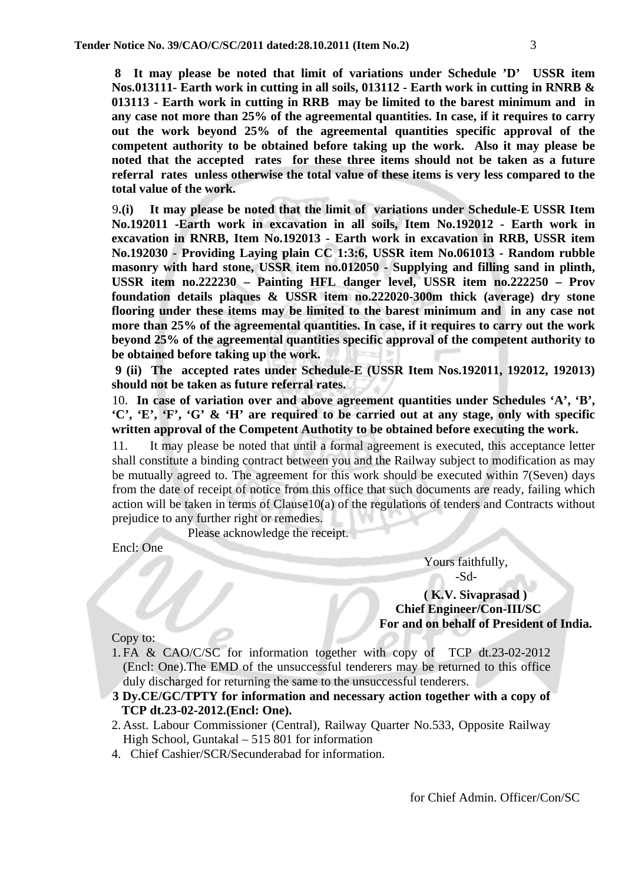**8 It may please be noted that limit of variations under Schedule 'D' USSR item Nos.013111- Earth work in cutting in all soils, 013112 - Earth work in cutting in RNRB & 013113 - Earth work in cutting in RRB may be limited to the barest minimum and in any case not more than 25% of the agreemental quantities. In case, if it requires to carry out the work beyond 25% of the agreemental quantities specific approval of the competent authority to be obtained before taking up the work. Also it may please be noted that the accepted rates for these three items should not be taken as a future referral rates unless otherwise the total value of these items is very less compared to the total value of the work.**

9.**(i) It may please be noted that the limit of variations under Schedule-E USSR Item No.192011 -Earth work in excavation in all soils, Item No.192012 - Earth work in excavation in RNRB, Item No.192013 - Earth work in excavation in RRB, USSR item No.192030 - Providing Laying plain CC 1:3:6, USSR item No.061013 - Random rubble masonry with hard stone, USSR item no.012050 - Supplying and filling sand in plinth, USSR item no.222230 – Painting HFL danger level, USSR item no.222250 – Prov foundation details plaques & USSR item no.222020-300m thick (average) dry stone flooring under these items may be limited to the barest minimum and in any case not more than 25% of the agreemental quantities. In case, if it requires to carry out the work beyond 25% of the agreemental quantities specific approval of the competent authority to be obtained before taking up the work.**

**9 (ii) The accepted rates under Schedule-E (USSR Item Nos.192011, 192012, 192013) should not be taken as future referral rates.**

10. **In case of variation over and above agreement quantities under Schedules 'A', 'B', 'C', 'E', 'F', 'G' & 'H' are required to be carried out at any stage, only with specific written approval of the Competent Authotity to be obtained before executing the work.**

11. It may please be noted that until a formal agreement is executed, this acceptance letter shall constitute a binding contract between you and the Railway subject to modification as may be mutually agreed to. The agreement for this work should be executed within 7(Seven) days from the date of receipt of notice from this office that such documents are ready, failing which action will be taken in terms of Clause10(a) of the regulations of tenders and Contracts without prejudice to any further right or remedies.

Please acknowledge the receipt.

Encl: One

Yours faithfully,
-Sd-

**( K.V. Sivaprasad )**
**Chief Engineer/Con-III/SC**
**For and on behalf of President of India.**

Copy to:

1. FA & CAO/C/SC for information together with copy of TCP dt.23-02-2012 (Encl: One).The EMD of the unsuccessful tenderers may be returned to this office duly discharged for returning the same to the unsuccessful tenderers.

**3 Dy.CE/GC/TPTY for information and necessary action together with a copy of TCP dt.23-02-2012.(Encl: One).**

2. Asst. Labour Commissioner (Central), Railway Quarter No.533, Opposite Railway High School, Guntakal – 515 801 for information

4. Chief Cashier/SCR/Secunderabad for information.

for Chief Admin. Officer/Con/SC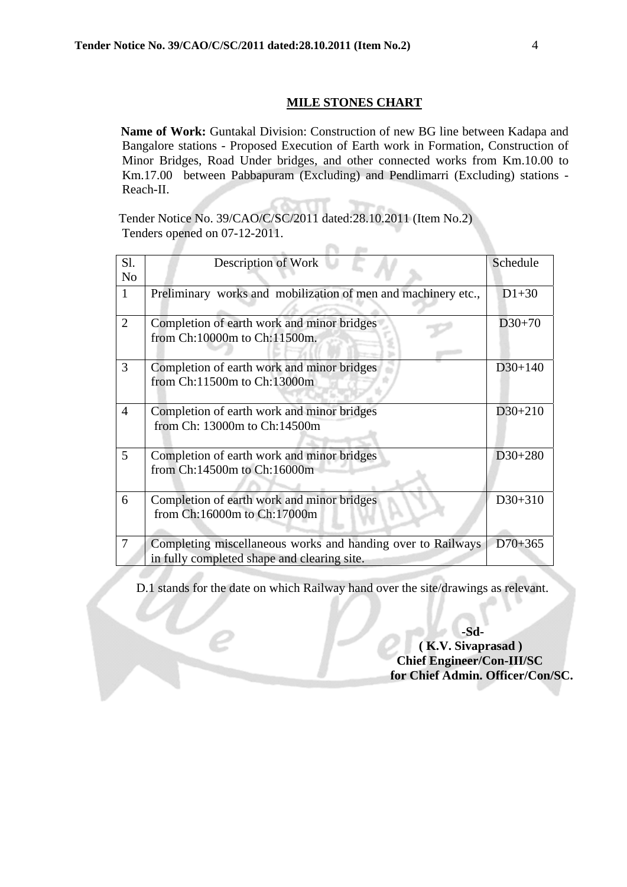## MILE STONES CHART

**Name of Work:** Guntakal Division: Construction of new BG line between Kadapa and Bangalore stations - Proposed Execution of Earth work in Formation, Construction of Minor Bridges, Road Under bridges, and other connected works from Km.10.00 to Km.17.00 between Pabbapuram (Excluding) and Pendlimarri (Excluding) stations - Reach-II.

Tender Notice No. 39/CAO/C/SC/2011 dated:28.10.2011 (Item No.2)
Tenders opened on 07-12-2011.

| Sl. No | Description of Work | Schedule |
|---|---|---|
| 1 | Preliminary works and mobilization of men and machinery etc., | D1+30 |
| 2 | Completion of earth work and minor bridges from Ch:10000m to Ch:11500m. | D30+70 |
| 3 | Completion of earth work and minor bridges from Ch:11500m to Ch:13000m | D30+140 |
| 4 | Completion of earth work and minor bridges from Ch: 13000m to Ch:14500m | D30+210 |
| 5 | Completion of earth work and minor bridges from Ch:14500m to Ch:16000m | D30+280 |
| 6 | Completion of earth work and minor bridges from Ch:16000m to Ch:17000m | D30+310 |
| 7 | Completing miscellaneous works and handing over to Railways in fully completed shape and clearing site. | D70+365 |

D.1 stands for the date on which Railway hand over the site/drawings as relevant.

**-Sd-**
**( K.V. Sivaprasad )**
**Chief Engineer/Con-III/SC**
**for Chief Admin. Officer/Con/SC.**